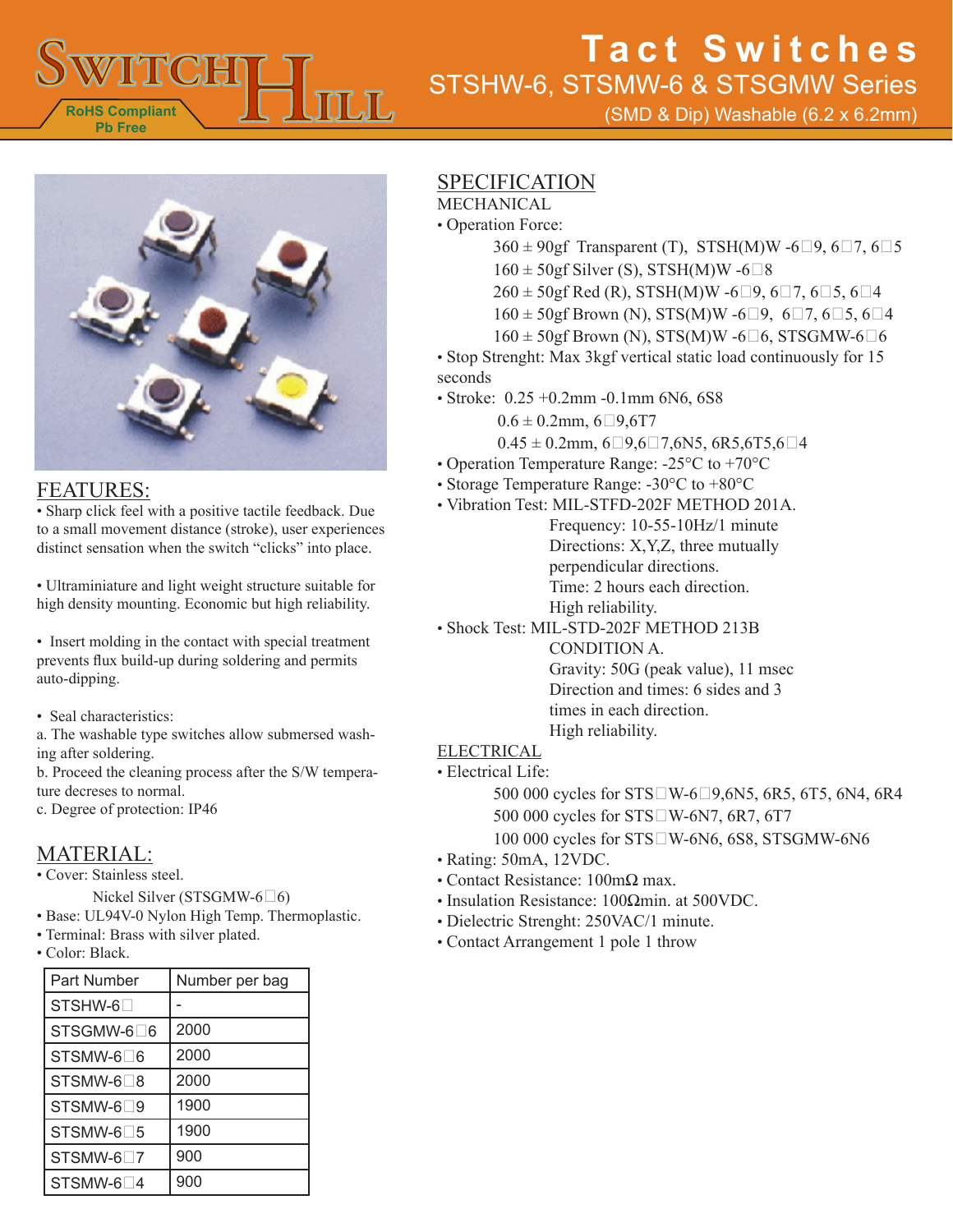# Tact Switches

## STSHW-6, STSMW-6 & STSGMW Series

(SMD & Dip) Washable (6.2 x 6.2mm)

RoHS Compliant
Pb Free

## FEATURES:

• Sharp click feel with a positive tactile feedback. Due to a small movement distance (stroke), user experiences distinct sensation when the switch "clicks" into place.

• Ultraminiature and light weight structure suitable for high density mounting. Economic but high reliability.

• Insert molding in the contact with special treatment prevents flux build-up during soldering and permits auto-dipping.

• Seal characteristics:
a. The washable type switches allow submersed washing after soldering.
b. Proceed the cleaning process after the S/W temperature decreses to normal.
c. Degree of protection: IP46

## MATERIAL:

• Cover: Stainless steel.
  Nickel Silver (STSGMW-6□6)
• Base: UL94V-0 Nylon High Temp. Thermoplastic.
• Terminal: Brass with silver plated.
• Color: Black.

| Part Number | Number per bag |
|---|---|
| STSHW-6□ | - |
| STSGMW-6□6 | 2000 |
| STSMW-6□6 | 2000 |
| STSMW-6□8 | 2000 |
| STSMW-6□9 | 1900 |
| STSMW-6□5 | 1900 |
| STSMW-6□7 | 900 |
| STSMW-6□4 | 900 |

## SPECIFICATION

MECHANICAL

• Operation Force:
  360 ± 90gf Transparent (T), STSH(M)W -6□9, 6□7, 6□5
  160 ± 50gf Silver (S), STSH(M)W -6□8
  260 ± 50gf Red (R), STSH(M)W -6□9, 6□7, 6□5, 6□4
  160 ± 50gf Brown (N), STS(M)W -6□9, 6□7, 6□5, 6□4
  160 ± 50gf Brown (N), STS(M)W -6□6, STSGMW-6□6
• Stop Strenght: Max 3kgf vertical static load continuously for 15 seconds
• Stroke: 0.25 +0.2mm -0.1mm 6N6, 6S8
  0.6 ± 0.2mm, 6□9,6T7
  0.45 ± 0.2mm, 6□9,6□7,6N5, 6R5,6T5,6□4
• Operation Temperature Range: -25°C to +70°C
• Storage Temperature Range: -30°C to +80°C
• Vibration Test: MIL-STFD-202F METHOD 201A.
  Frequency: 10-55-10Hz/1 minute
  Directions: X,Y,Z, three mutually perpendicular directions.
  Time: 2 hours each direction.
  High reliability.
• Shock Test: MIL-STD-202F METHOD 213B
  CONDITION A.
  Gravity: 50G (peak value), 11 msec
  Direction and times: 6 sides and 3 times in each direction.
  High reliability.

ELECTRICAL

• Electrical Life:
  500 000 cycles for STS□W-6□9,6N5, 6R5, 6T5, 6N4, 6R4
  500 000 cycles for STS□W-6N7, 6R7, 6T7
  100 000 cycles for STS□W-6N6, 6S8, STSGMW-6N6
• Rating: 50mA, 12VDC.
• Contact Resistance: 100mΩ max.
• Insulation Resistance: 100Ωmin. at 500VDC.
• Dielectric Strenght: 250VAC/1 minute.
• Contact Arrangement 1 pole 1 throw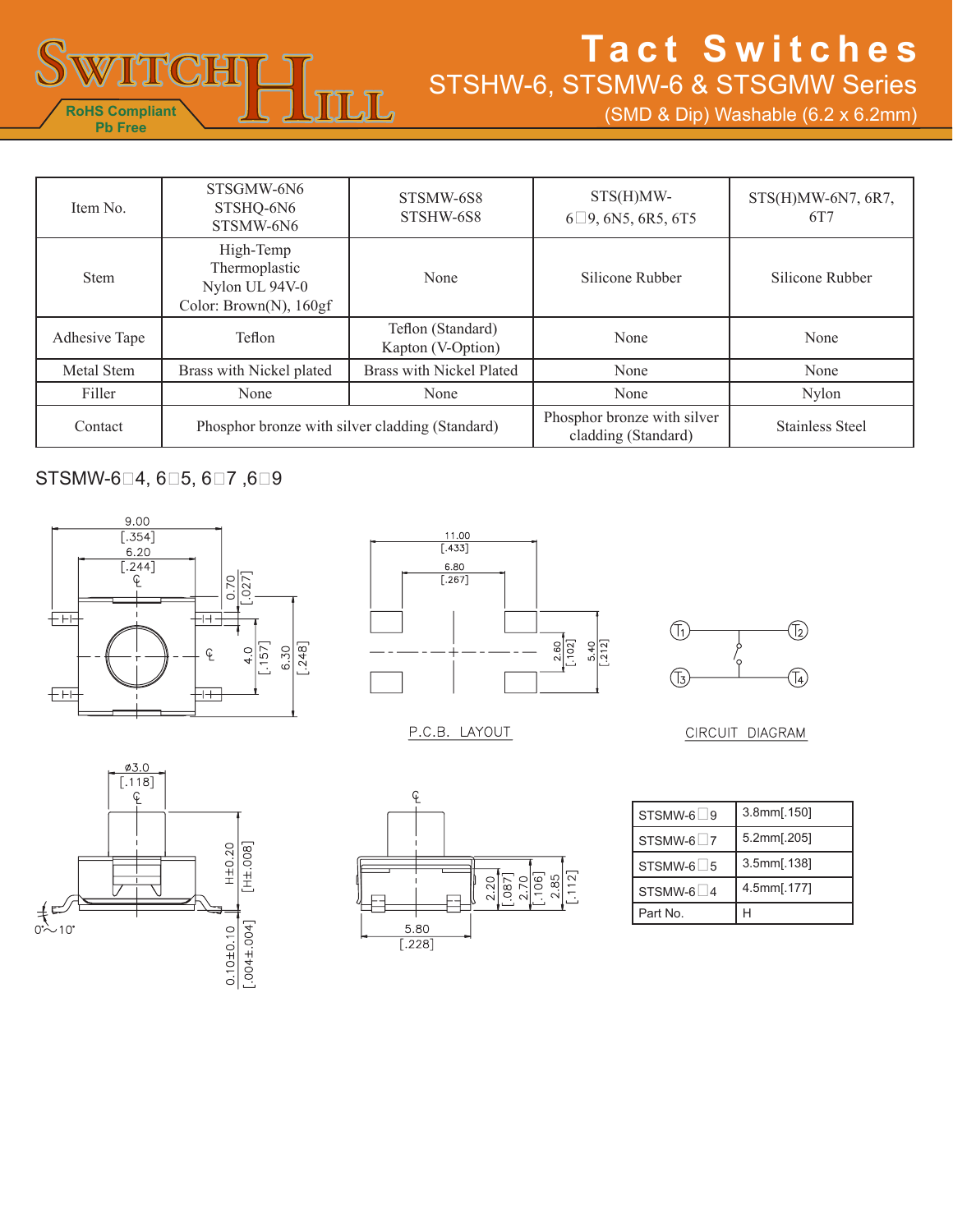# Tact Switches

## STSHW-6, STSMW-6 & STSGMW Series

(SMD & Dip) Washable (6.2 x 6.2mm)

RoHS Compliant
Pb Free

| Item No. | STSGMW-6N6 STSHQ-6N6 STSMW-6N6 | STSMW-6S8 STSHW-6S8 | STS(H)MW-6□9, 6N5, 6R5, 6T5 | STS(H)MW-6N7, 6R7, 6T7 |
|---|---|---|---|---|
| Stem | High-Temp Thermoplastic Nylon UL 94V-0 Color: Brown(N), 160gf | None | Silicone Rubber | Silicone Rubber |
| Adhesive Tape | Teflon | Teflon (Standard) Kapton (V-Option) | None | None |
| Metal Stem | Brass with Nickel plated | Brass with Nickel Plated | None | None |
| Filler | None | None | None | Nylon |
| Contact | Phosphor bronze with silver cladding (Standard) | | Phosphor bronze with silver cladding (Standard) | Stainless Steel |

STSMW-6□4, 6□5, 6□7 ,6□9

P.C.B. LAYOUT

CIRCUIT DIAGRAM

| STSMW-6□9 | 3.8mm[.150] |
|---|---|
| STSMW-6□7 | 5.2mm[.205] |
| STSMW-6□5 | 3.5mm[.138] |
| STSMW-6□4 | 4.5mm[.177] |
| Part No. | H |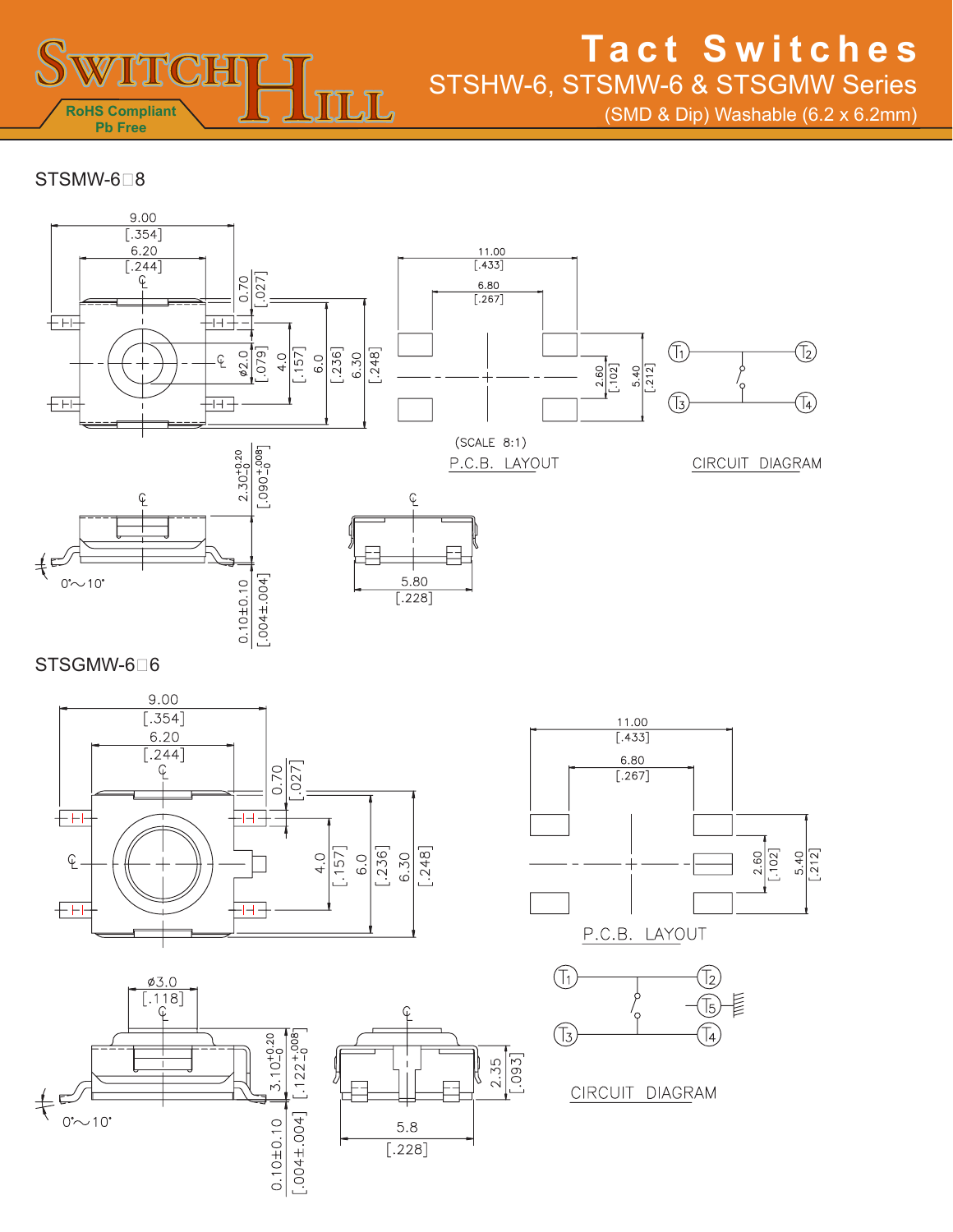# Tact Switches

## STSHW-6, STSMW-6 & STSGMW Series

(SMD & Dip) Washable (6.2 x 6.2mm)

RoHS Compliant
Pb Free

### STSMW-6□8

9.00 [.354]
6.20 [.244]
0.70 [.027]
ø2.0 [.079]
4.0 [.157]
6.0 [.236]
6.30 [.248]

11.00 [.433]
6.80 [.267]
2.60 [.102]
5.40 [.212]

(SCALE 8:1)
P.C.B. LAYOUT

CIRCUIT DIAGRAM

T1 T2 T3 T4

$2.30^{+0.20}_{-0}$ [$.090^{+.008}_{-0}$]
0.10±0.10 [.004±.004]
0°～10°
5.80 [.228]

### STSGMW-6□6

9.00 [.354]
6.20 [.244]
0.70 [.027]
4.0 [.157]
6.0 [.236]
6.30 [.248]

11.00 [.433]
6.80 [.267]
2.60 [.102]
5.40 [.212]

P.C.B. LAYOUT

ø3.0 [.118]
$3.10^{+0.20}_{-0}$ [$.122^{+.008}_{-0}$]
0.10±0.10 [.004±.004]
0°～10°
2.35 [.093]
5.8 [.228]

CIRCUIT DIAGRAM

T1 T2 T3 T4 T5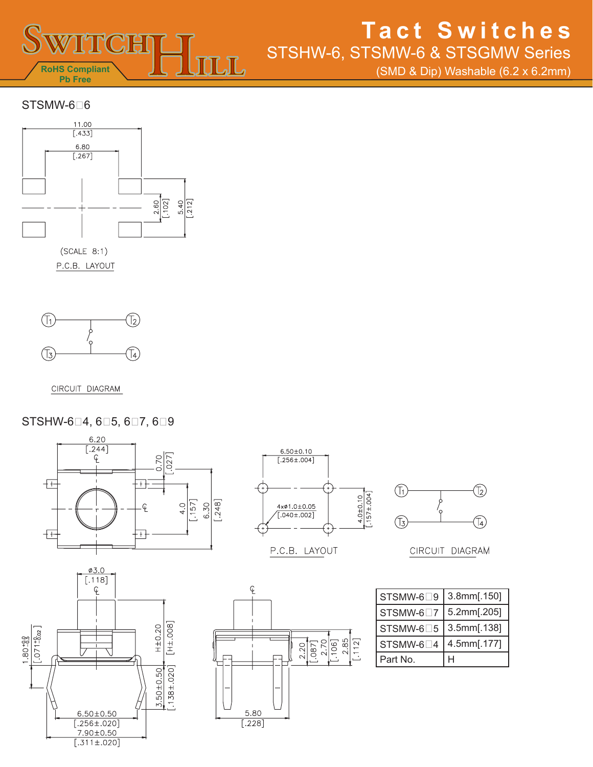# Tact Switches

## STSHW-6, STSMW-6 & STSGMW Series

(SMD & Dip) Washable (6.2 x 6.2mm)

RoHS Compliant
Pb Free

## STSMW-6□6

11.00 [.433]
6.80 [.267]
2.60 [.102]
5.40 [.212]

(SCALE 8:1)
P.C.B. LAYOUT

T1 T2 T3 T4

CIRCUIT DIAGRAM

## STSHW-6□4, 6□5, 6□7, 6□9

6.20 [.244]
0.70 [.027]
4.0 [.157]
6.30 [.248]

6.50±0.10 [.256±.004]
4xø1.0±0.05 [.040±.002]
4.0±0.10 [.157±.004]

P.C.B. LAYOUT

CIRCUIT DIAGRAM

ø3.0 [.118]
H±0.20 [H±.008]
1.80 +0.0/−0.5 [.071 +0/−0.02]
3.50±0.50 [.138±.020]
6.50±0.50 [.256±.020]
7.90±0.50 [.311±.020]

2.20 [.087]
2.70 [.106]
2.85 [.112]
5.80 [.228]

| Part No. | H |
|---|---|
| STSMW-6□9 | 3.8mm[.150] |
| STSMW-6□7 | 5.2mm[.205] |
| STSMW-6□5 | 3.5mm[.138] |
| STSMW-6□4 | 4.5mm[.177] |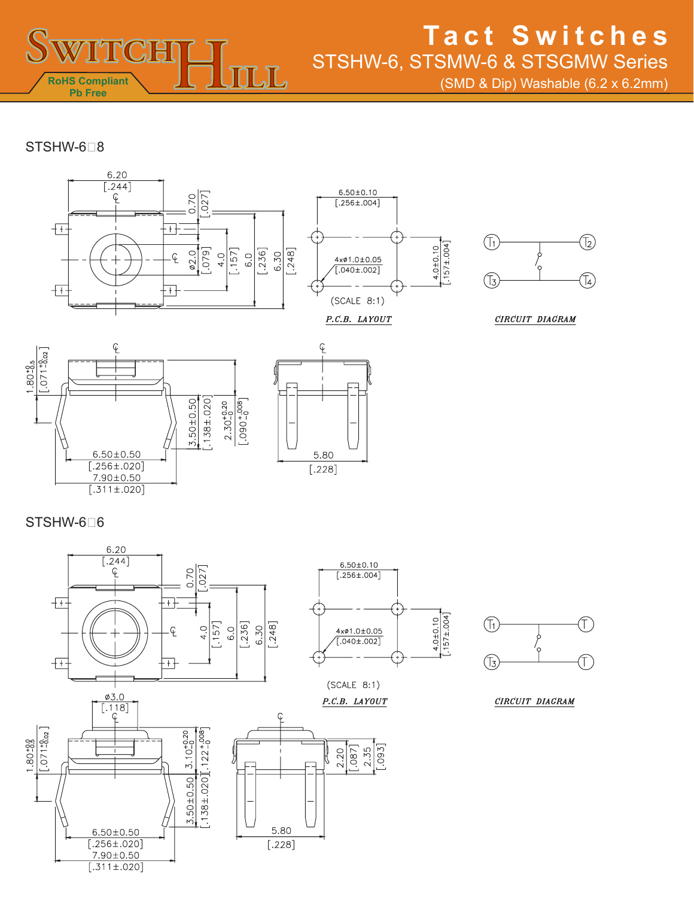# Tact Switches

## STSHW-6, STSMW-6 & STSGMW Series

(SMD & Dip) Washable (6.2 x 6.2mm)

RoHS Compliant
Pb Free

### STSHW-6□8

6.20 [.244]
0.70 [.027]
ø2.0 [.079]
4.0 [.157]
6.0 [.236]
6.30 [.248]

6.50±0.10 [.256±.004]
4xø1.0±0.05 [.040±.002]
4.0±0.10 [.157±.004]
(SCALE 8:1)

*P.C.B. LAYOUT*

T1 T2 T3 T4

*CIRCUIT DIAGRAM*

1.80 $^{+0}_{-0.5}$ [.071 $^{+0}_{-0.02}$]
3.50±0.50 [.138±.020]
2.30 $^{+0.20}_{-0}$ [.090 $^{+.008}_{-0}$]
6.50±0.50 [.256±.020]
7.90±0.50 [.311±.020]
5.80 [.228]

### STSHW-6□6

6.20 [.244]
0.70 [.027]
4.0 [.157]
6.0 [.236]
6.30 [.248]

6.50±0.10 [.256±.004]
4xø1.0±0.05 [.040±.002]
4.0±0.10 [.157±.004]
(SCALE 8:1)

*P.C.B. LAYOUT*

T1 T T3 T

*CIRCUIT DIAGRAM*

ø3.0 [.118]
1.80 $^{+0}_{-0.5}$ [.071 $^{+0}_{-0.02}$]
3.10 $^{+0.20}_{-0}$ [.122 $^{+.008}_{-0}$]
3.50±0.50 [.138±.020]
6.50±0.50 [.256±.020]
7.90±0.50 [.311±.020]
2.20 [.087]
2.35 [.093]
5.80 [.228]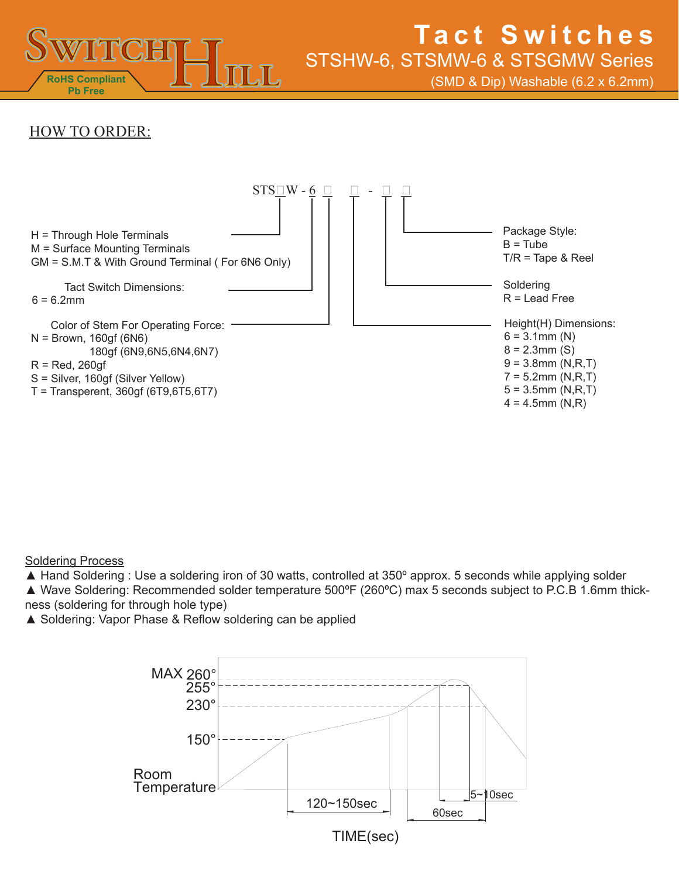# Tact Switches

## STSHW-6, STSMW-6 & STSGMW Series

(SMD & Dip) Washable (6.2 x 6.2mm)

RoHS Compliant
Pb Free

## HOW TO ORDER:

STS□W - 6 □ □ - □ □

H = Through Hole Terminals
M = Surface Mounting Terminals
GM = S.M.T & With Ground Terminal ( For 6N6 Only)

Tact Switch Dimensions:
6 = 6.2mm

Color of Stem For Operating Force:
N = Brown, 160gf (6N6)
180gf (6N9,6N5,6N4,6N7)
R = Red, 260gf
S = Silver, 160gf (Silver Yellow)
T = Transperent, 360gf (6T9,6T5,6T7)

Package Style:
B = Tube
T/R = Tape & Reel

Soldering
R = Lead Free

Height(H) Dimensions:
6 = 3.1mm (N)
8 = 2.3mm (S)
9 = 3.8mm (N,R,T)
7 = 5.2mm (N,R,T)
5 = 3.5mm (N,R,T)
4 = 4.5mm (N,R)

## Soldering Process

▲ Hand Soldering : Use a soldering iron of 30 watts, controlled at 350º approx. 5 seconds while applying solder
▲ Wave Soldering: Recommended solder temperature 500ºF (260ºC) max 5 seconds subject to P.C.B 1.6mm thickness (soldering for through hole type)
▲ Soldering: Vapor Phase & Reflow soldering can be applied

MAX 260°
255°
230°
150°
Room Temperature
120~150sec
60sec
5~10sec
TIME(sec)